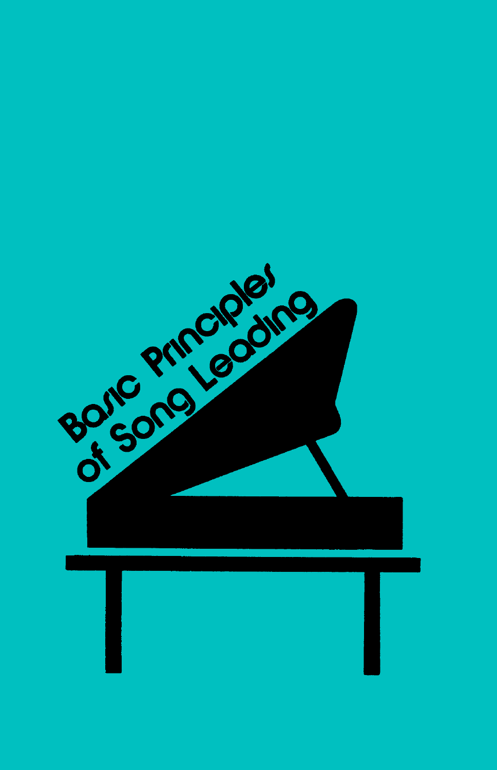# Basic Principles of Song Leading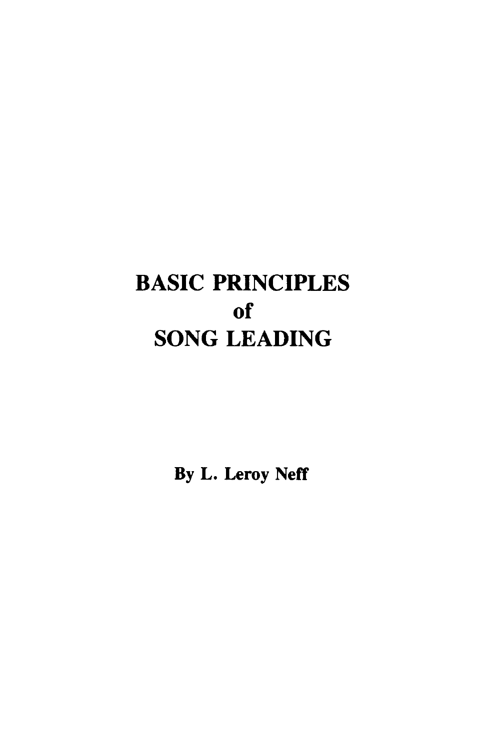# BASIC PRINCIPLES of SONG LEADING

By L. Leroy Neff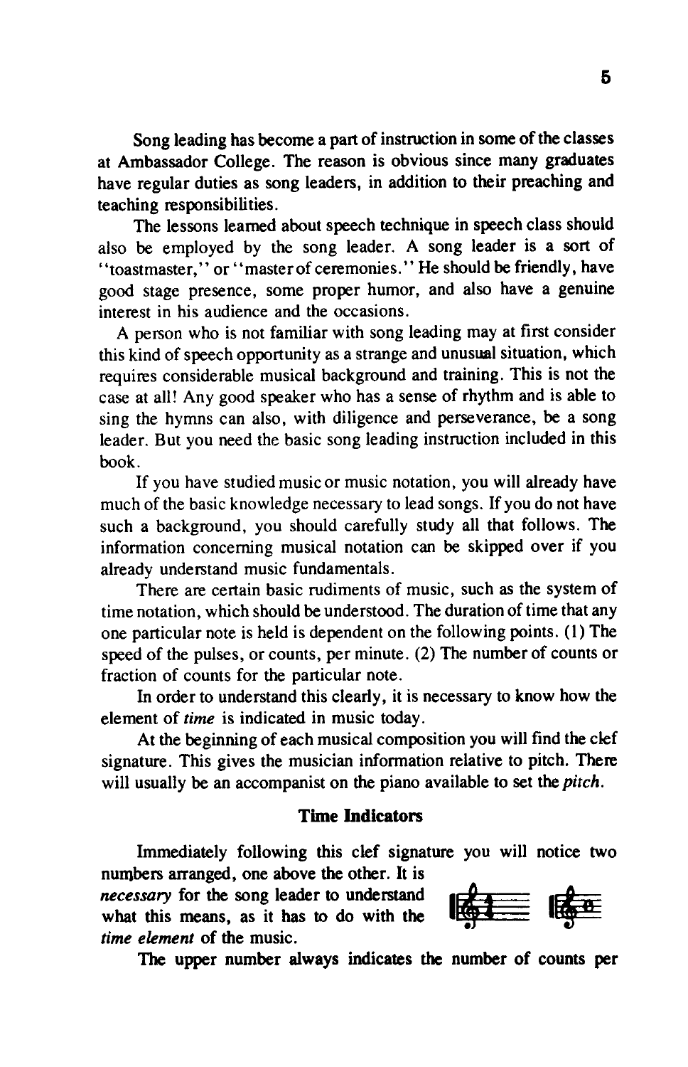Song leading has become a part of instruction in some of the classes at Ambassador College. The reason is obvious since many graduates have regular duties as song leaders, in addition to their preaching and teaching responsibilities.

The lessons learned about speech technique in speech class should also be employed by the song leader. A song leader is a sort of "toastmaster," or "master of ceremonies." He should be friendly, have good stage presence, some proper humor, and also have a genuine interest in his audience and the occasions.

A person who is not familiar with song leading may at first consider this kind of speech opportunity as a strange and unusual situation, which requires considerable musical background and training. This is not the case at all! Any good speaker who has a sense of rhythm and is able to sing the hymns can also, with diligence and perseverance, be a song leader. But you need the basic song leading instruction included in this book.

If you have studied music or music notation, you will already have much of the basic knowledge necessary to lead songs. If you do not have such a background, you should carefully study all that follows. The information concerning musical notation can be skipped over if you already understand music fundamentals.

There are certain basic rudiments of music, such as the system of time notation, which should be understood. The duration of time that any one particular note is held is dependent on the following points. (1) The speed of the pulses, or counts, per minute. (2) The number of counts or fraction of counts for the particular note.

In order to understand this clearly, it is necessary to know how the element of *time* is indicated in music today.

At the beginning of each musical composition you will find the clef signature. This gives the musician information relative to pitch. There will usually be an accompanist on the piano available to set the *pitch*.

### Time Indicators

Immediately following this clef signature you will notice two numbers arranged, one above the other. It is *necessary* for the song leader to understand what this means, as it has to do with the *time element* of the music.

The upper number always indicates the number of counts per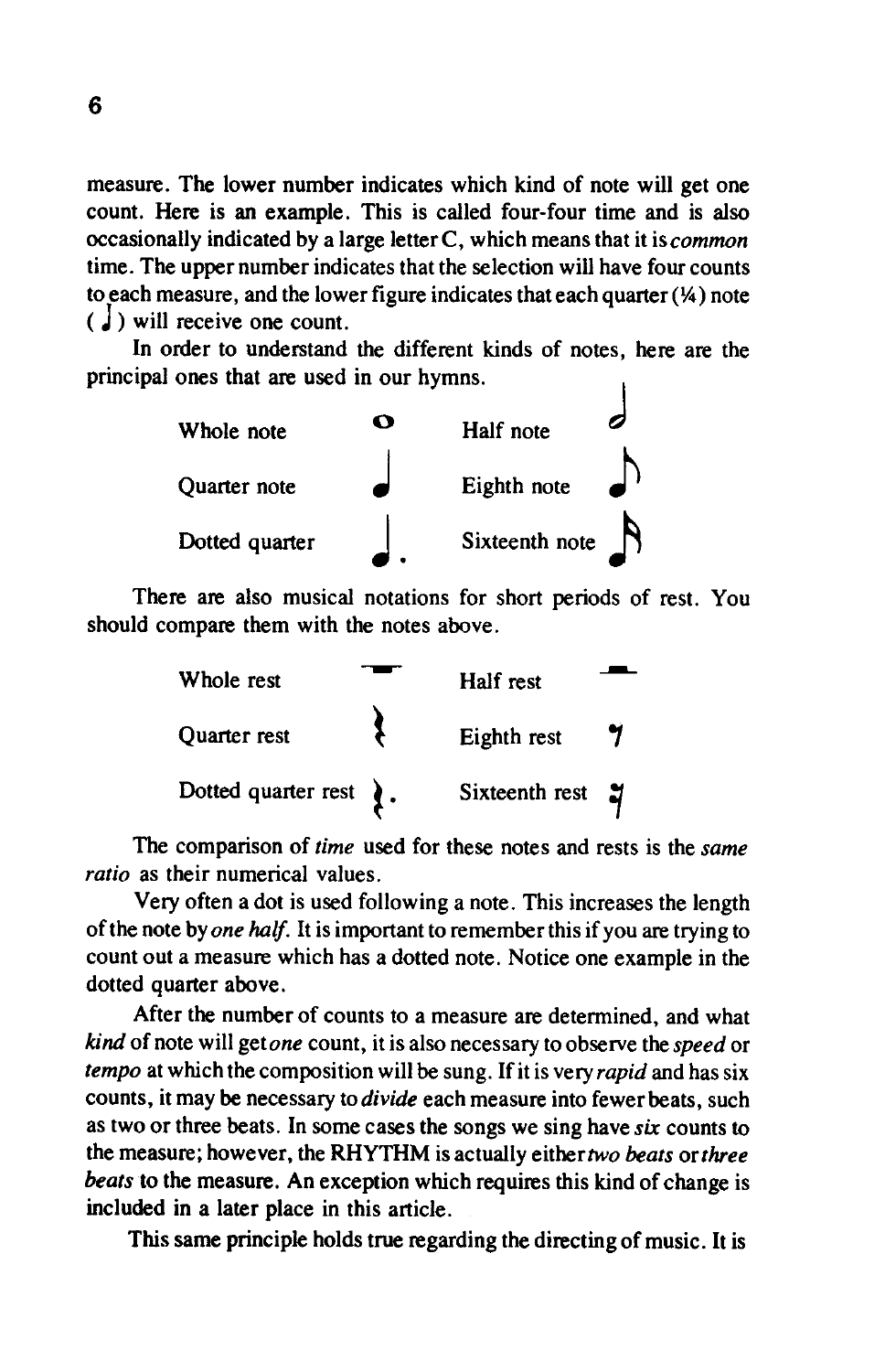measure. The lower number indicates which kind of note will get one count. Here is an example. This is called four-four time and is also occasionally indicated by a large letter C, which means that it is *common* time. The upper number indicates that the selection will have four counts to each measure, and the lower figure indicates that each quarter (¼) note (♩) will receive one count.

In order to understand the different kinds of notes, here are the principal ones that are used in our hymns.

| | | | |
|---|---|---|---|
| Whole note | 𝅝 | Half note | 𝅗𝅥 |
| Quarter note | ♩ | Eighth note | ♪ |
| Dotted quarter | ♩. | Sixteenth note | 𝅘𝅥𝅯 |

There are also musical notations for short periods of rest. You should compare them with the notes above.

| | | | |
|---|---|---|---|
| Whole rest | 𝄻 | Half rest | 𝄼 |
| Quarter rest | 𝄽 | Eighth rest | 𝄾 |
| Dotted quarter rest | 𝄽. | Sixteenth rest | 𝄿 |

The comparison of *time* used for these notes and rests is the *same ratio* as their numerical values.

Very often a dot is used following a note. This increases the length of the note by *one half*. It is important to remember this if you are trying to count out a measure which has a dotted note. Notice one example in the dotted quarter above.

After the number of counts to a measure are determined, and what *kind* of note will get *one* count, it is also necessary to observe the *speed* or *tempo* at which the composition will be sung. If it is very *rapid* and has six counts, it may be necessary to *divide* each measure into fewer beats, such as two or three beats. In some cases the songs we sing have *six* counts to the measure; however, the RHYTHM is actually either *two beats* or *three beats* to the measure. An exception which requires this kind of change is included in a later place in this article.

This same principle holds true regarding the directing of music. It is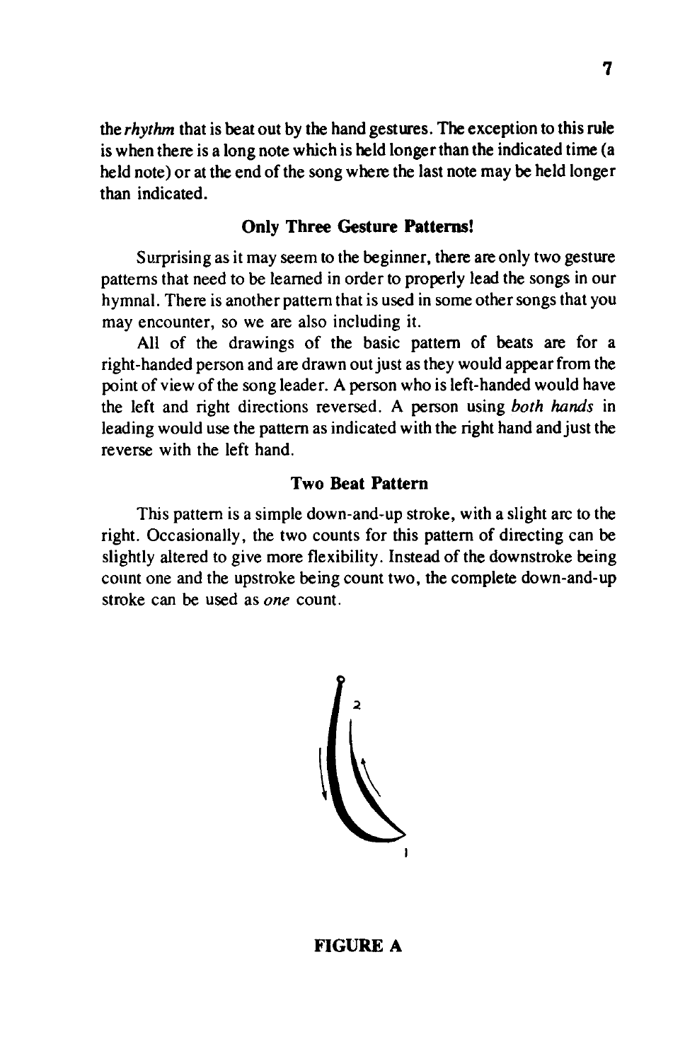the *rhythm* that is beat out by the hand gestures. The exception to this rule is when there is a long note which is held longer than the indicated time (a held note) or at the end of the song where the last note may be held longer than indicated.

### Only Three Gesture Patterns!

Surprising as it may seem to the beginner, there are only two gesture patterns that need to be learned in order to properly lead the songs in our hymnal. There is another pattern that is used in some other songs that you may encounter, so we are also including it.

All of the drawings of the basic pattern of beats are for a right-handed person and are drawn out just as they would appear from the point of view of the song leader. A person who is left-handed would have the left and right directions reversed. A person using *both hands* in leading would use the pattern as indicated with the right hand and just the reverse with the left hand.

### Two Beat Pattern

This pattern is a simple down-and-up stroke, with a slight arc to the right. Occasionally, the two counts for this pattern of directing can be slightly altered to give more flexibility. Instead of the downstroke being count one and the upstroke being count two, the complete down-and-up stroke can be used as *one* count.

2

1

**FIGURE A**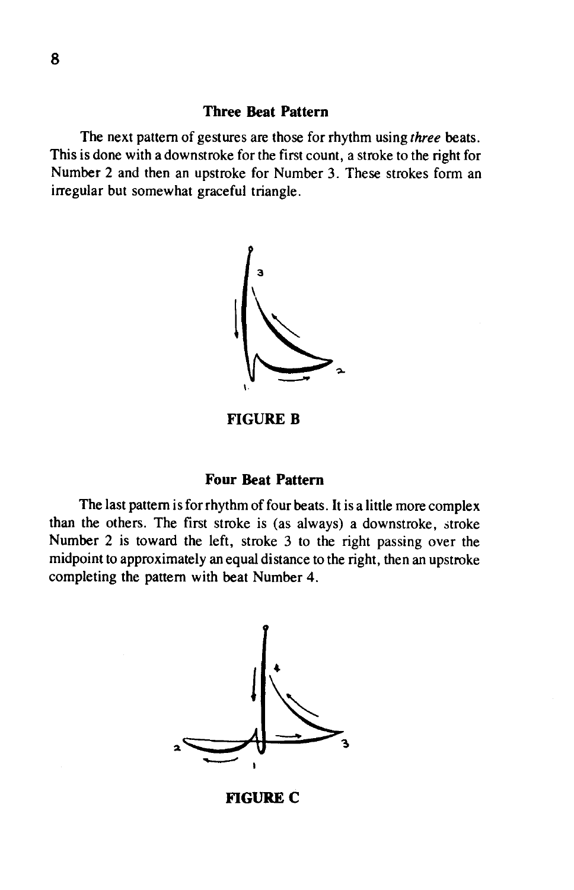### Three Beat Pattern

The next pattern of gestures are those for rhythm using *three* beats. This is done with a downstroke for the first count, a stroke to the right for Number 2 and then an upstroke for Number 3. These strokes form an irregular but somewhat graceful triangle.

FIGURE B

### Four Beat Pattern

The last pattern is for rhythm of four beats. It is a little more complex than the others. The first stroke is (as always) a downstroke, stroke Number 2 is toward the left, stroke 3 to the right passing over the midpoint to approximately an equal distance to the right, then an upstroke completing the pattern with beat Number 4.

FIGURE C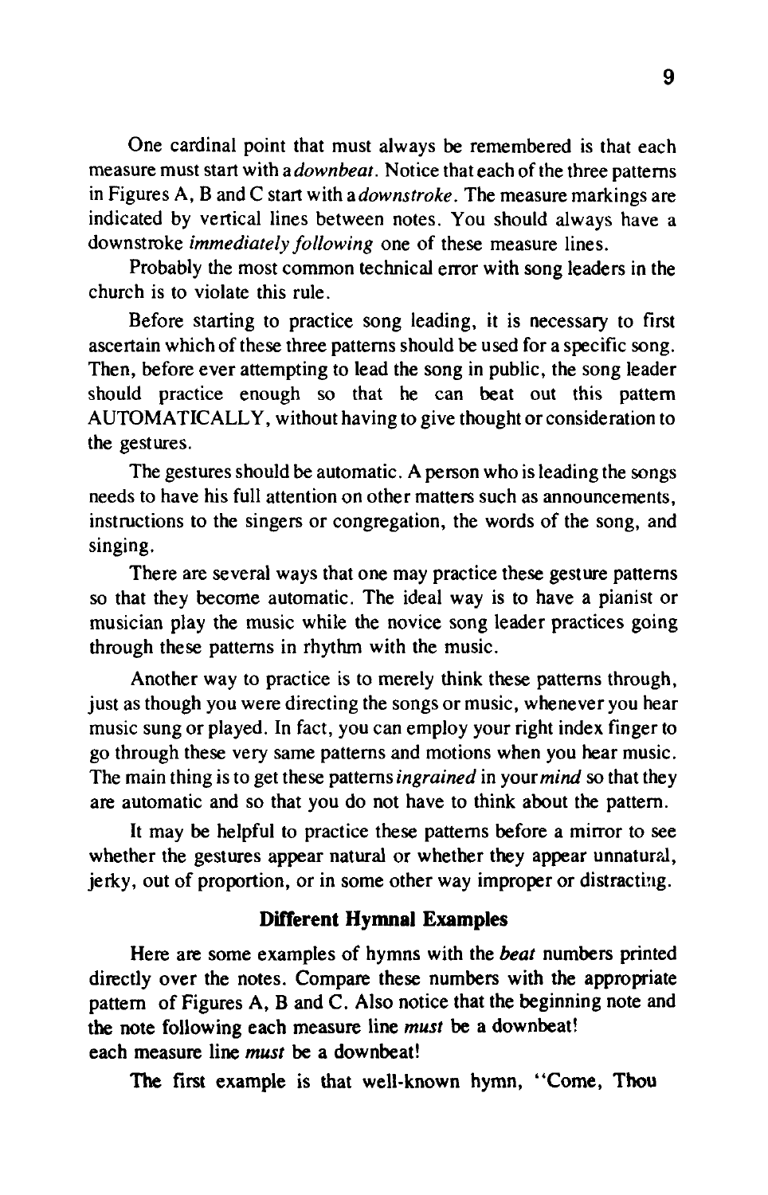One cardinal point that must always be remembered is that each measure must start with a *downbeat*. Notice that each of the three patterns in Figures A, B and C start with a *downstroke*. The measure markings are indicated by vertical lines between notes. You should always have a downstroke *immediately following* one of these measure lines.

Probably the most common technical error with song leaders in the church is to violate this rule.

Before starting to practice song leading, it is necessary to first ascertain which of these three patterns should be used for a specific song. Then, before ever attempting to lead the song in public, the song leader should practice enough so that he can beat out this pattern AUTOMATICALLY, without having to give thought or consideration to the gestures.

The gestures should be automatic. A person who is leading the songs needs to have his full attention on other matters such as announcements, instructions to the singers or congregation, the words of the song, and singing.

There are several ways that one may practice these gesture patterns so that they become automatic. The ideal way is to have a pianist or musician play the music while the novice song leader practices going through these patterns in rhythm with the music.

Another way to practice is to merely think these patterns through, just as though you were directing the songs or music, whenever you hear music sung or played. In fact, you can employ your right index finger to go through these very same patterns and motions when you hear music. The main thing is to get these patterns *ingrained* in your *mind* so that they are automatic and so that you do not have to think about the pattern.

It may be helpful to practice these patterns before a mirror to see whether the gestures appear natural or whether they appear unnatural, jerky, out of proportion, or in some other way improper or distracting.

### Different Hymnal Examples

Here are some examples of hymns with the *beat* numbers printed directly over the notes. Compare these numbers with the appropriate pattern of Figures A, B and C. Also notice that the beginning note and the note following each measure line *must* be a downbeat!
each measure line *must* be a downbeat!

The first example is that well-known hymn, "Come, Thou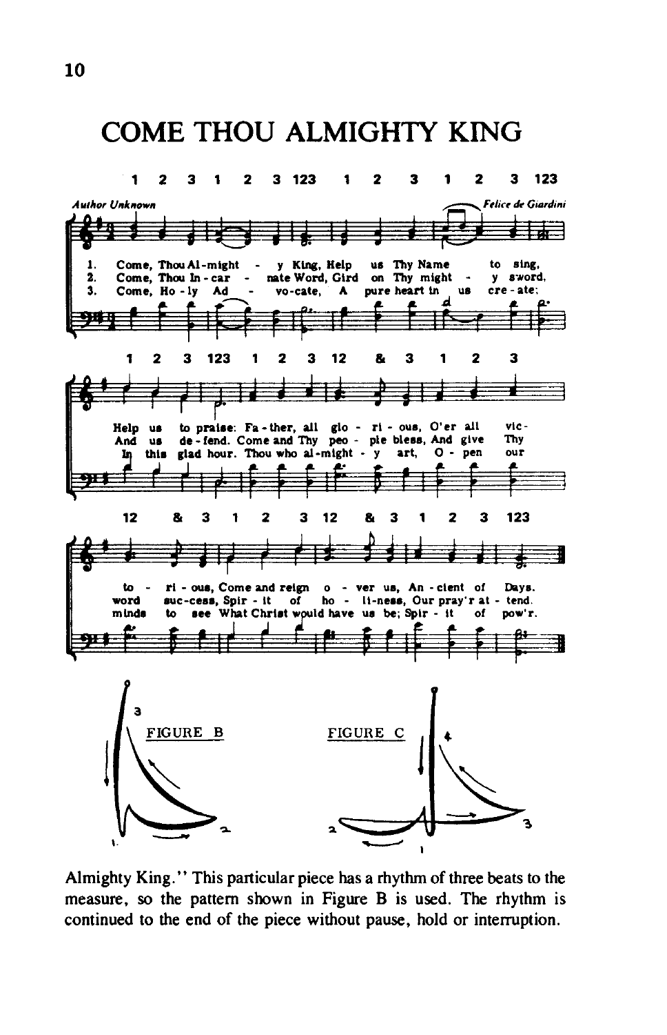# COME THOU ALMIGHTY KING

*Author Unknown* — *Felice de Giardini*

1. Come, Thou Al-might - y King, Help us Thy Name to sing, Help us to praise: Fa-ther, all glo - ri - ous, O'er all vic - to - ri - ous, Come and reign o - ver us, An - cient of Days.
2. Come, Thou In - car - nate Word, Gird on Thy might - y sword, And us de - fend. Come and Thy peo - ple bless, And give Thy word suc-cess, Spir - it of ho - li-ness, Our pray'r at - tend.
3. Come, Ho - ly Ad - vo-cate, A pure heart in us cre - ate; In this glad hour. Thou who al-might - y art, O - pen our minds to see What Christ would have us be; Spir - it of pow'r.

FIGURE B

FIGURE C

Almighty King." This particular piece has a rhythm of three beats to the measure, so the pattern shown in Figure B is used. The rhythm is continued to the end of the piece without pause, hold or interruption.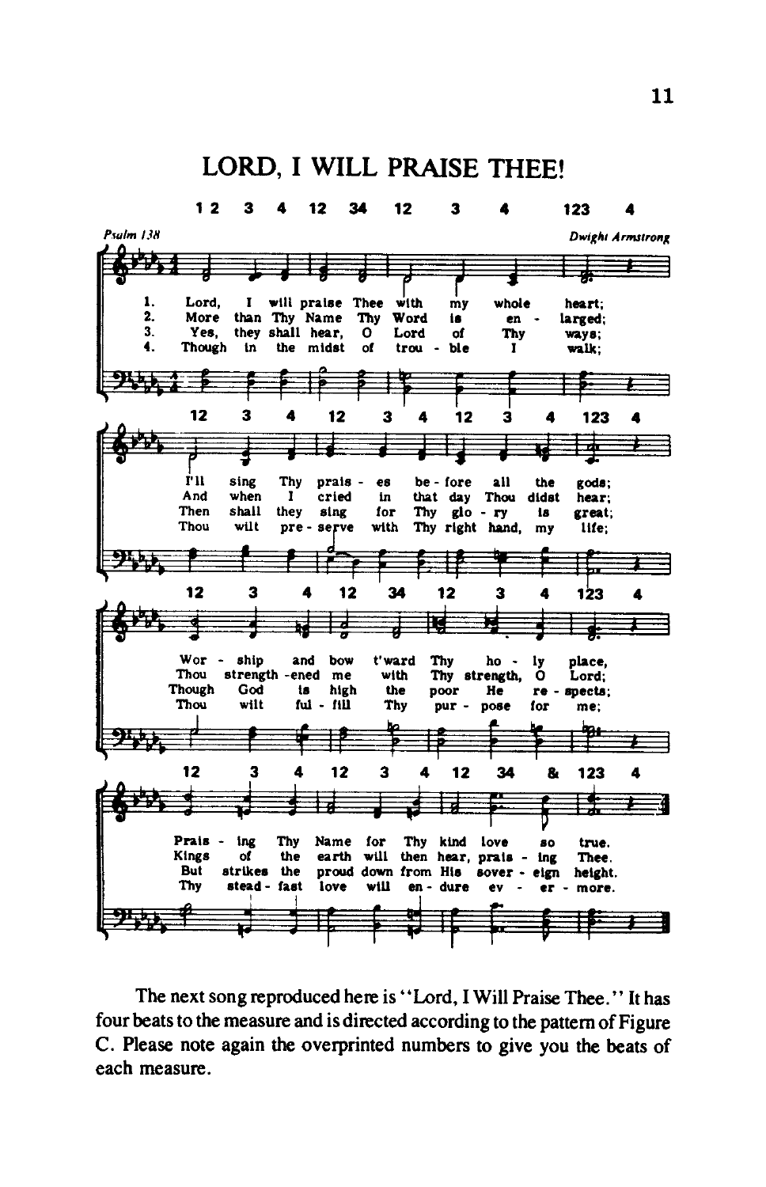# LORD, I WILL PRAISE THEE!

*Psalm 138* — *Dwight Armstrong*

1. Lord, I will praise Thee with my whole heart;
I'll sing Thy praises before all the gods;
Worship and bow t'ward Thy holy place,
Praising Thy Name for Thy kind love so true.

2. More than Thy Name Thy Word is enlarged;
And when I cried in that day Thou didst hear;
Thou strength-ened me with Thy strength, O Lord;
Kings of the earth will then hear, praising Thee.

3. Yes, they shall hear, O Lord of Thy ways;
Then shall they sing for Thy glory is great;
Though God is high the poor He respects;
But strikes the proud down from His sovereign height.

4. Though in the midst of trouble I walk;
Thou wilt preserve with Thy right hand, my life;
Thou wilt fulfill Thy purpose for me;
Thy steadfast love will endure evermore.

The next song reproduced here is "Lord, I Will Praise Thee." It has four beats to the measure and is directed according to the pattern of Figure C. Please note again the overprinted numbers to give you the beats of each measure.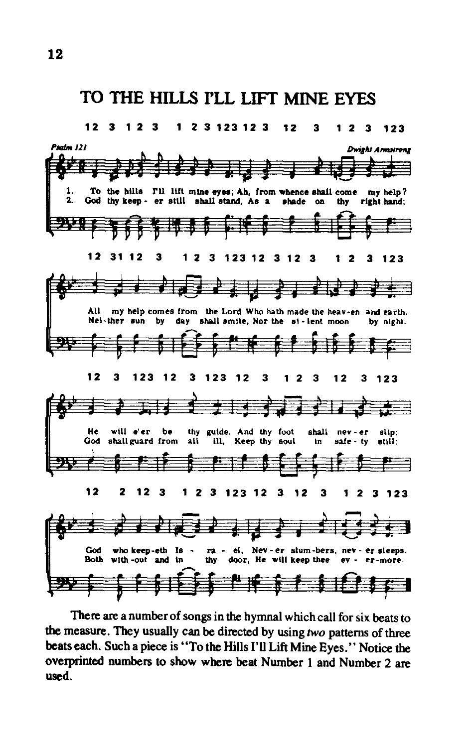## TO THE HILLS I'LL LIFT MINE EYES

12 3 1 2 3 1 2 3 123 12 3 12 3 1 2 3 123

Psalm 121 — Dwight Armstrong

1. To the hills I'll lift mine eyes; Ah, from whence shall come my help?
2. God thy keep - er still shall stand, As a shade on thy right hand;

12 31 12 3 1 2 3 123 12 3 12 3 1 2 3 123

All my help comes from the Lord Who hath made the heav-en and earth.
Nei-ther sun by day shall smite, Nor the si - lent moon by night.

12 3 123 12 3 123 12 3 1 2 3 12 3 123

He will e'er be thy guide, And thy foot shall nev - er slip;
God shall guard from all ill, Keep thy soul in safe - ty still;

12 2 12 3 1 2 3 123 12 3 12 3 1 2 3 123

God who keep-eth Is - ra - el, Nev - er slum-bers, nev - er sleeps.
Both with-out and in thy door, He will keep thee ev - er-more.

There are a number of songs in the hymnal which call for six beats to the measure. They usually can be directed by using *two* patterns of three beats each. Such a piece is "To the Hills I'll Lift Mine Eyes." Notice the overprinted numbers to show where beat Number 1 and Number 2 are used.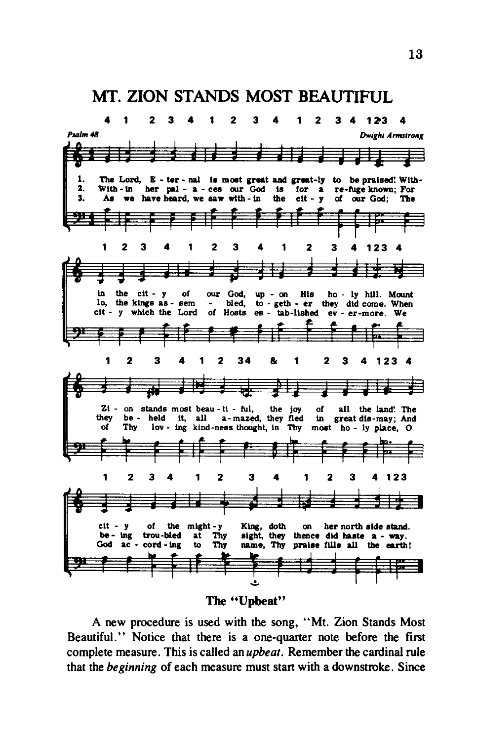# MT. ZION STANDS MOST BEAUTIFUL

4 1 2 3 4 1 2 3 4 1 2 3 4 123 4

*Psalm 48* — *Dwight Armstrong*

1. The Lord, E - ter - nal is most great and great-ly to be praised! With-
2. With - in her pal - a - ces our God is for a re-fuge known; For
3. As we have heard, we saw with - in the cit - y of our God; The

1 2 3 4 1 2 3 4 1 2 3 4 123 4

in the cit - y of our God, up - on His ho - ly hill. Mount
lo, the kings as - sem - bled, to - geth - er they did come. When
cit - y which the Lord of Hosts es - tab-lished ev - er-more. We

1 2 3 4 1 2 34 & 1 2 3 4 123 4

Zi - on stands most beau - ti - ful, the joy of all the land! The
they be - held it, all a - mazed, they fled in great dis-may; And
of Thy lov - ing kind-ness thought, in Thy most ho - ly place, O

1 2 3 4 1 2 3 4 1 2 3 4 123

cit - y of the might - y King, doth on her north side stand.
be - ing trou-bled at Thy sight, they thence did haste a - way.
God ac - cord - ing to Thy name, Thy praise fills all the earth!

## The "Upbeat"

A new procedure is used with the song, "Mt. Zion Stands Most Beautiful." Notice that there is a one-quarter note before the first complete measure. This is called an *upbeat*. Remember the cardinal rule that the *beginning* of each measure must start with a downstroke. Since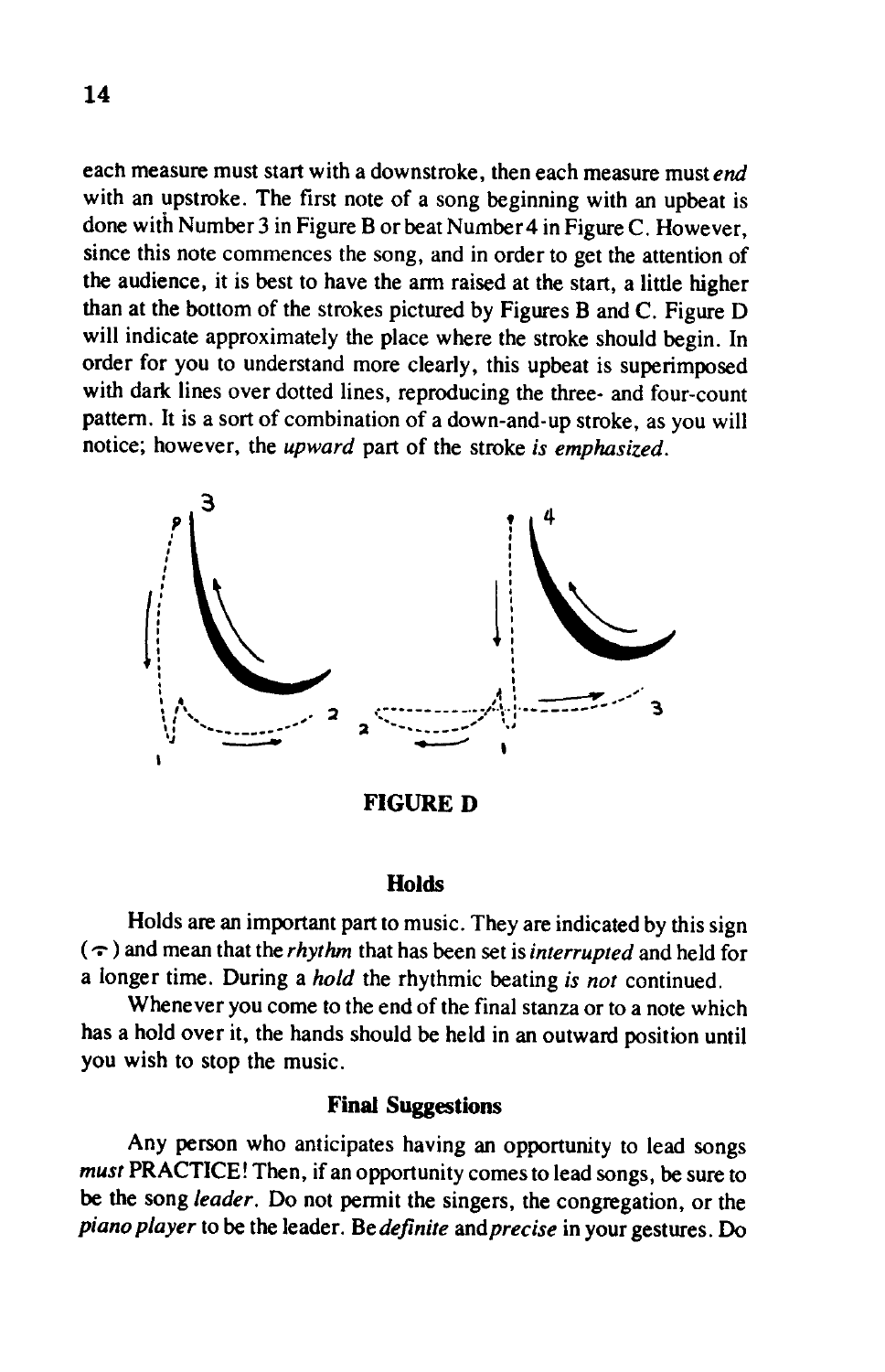each measure must start with a downstroke, then each measure must *end* with an upstroke. The first note of a song beginning with an upbeat is done with Number 3 in Figure B or beat Number 4 in Figure C. However, since this note commences the song, and in order to get the attention of the audience, it is best to have the arm raised at the start, a little higher than at the bottom of the strokes pictured by Figures B and C. Figure D will indicate approximately the place where the stroke should begin. In order for you to understand more clearly, this upbeat is superimposed with dark lines over dotted lines, reproducing the three- and four-count pattern. It is a sort of combination of a down-and-up stroke, as you will notice; however, the *upward* part of the stroke *is emphasized.*

**FIGURE D**

### Holds

Holds are an important part to music. They are indicated by this sign (𝄐) and mean that the *rhythm* that has been set is *interrupted* and held for a longer time. During a *hold* the rhythmic beating *is not* continued.

Whenever you come to the end of the final stanza or to a note which has a hold over it, the hands should be held in an outward position until you wish to stop the music.

### Final Suggestions

Any person who anticipates having an opportunity to lead songs *must* PRACTICE! Then, if an opportunity comes to lead songs, be sure to be the song *leader*. Do not permit the singers, the congregation, or the *piano player* to be the leader. Be *definite* and *precise* in your gestures. Do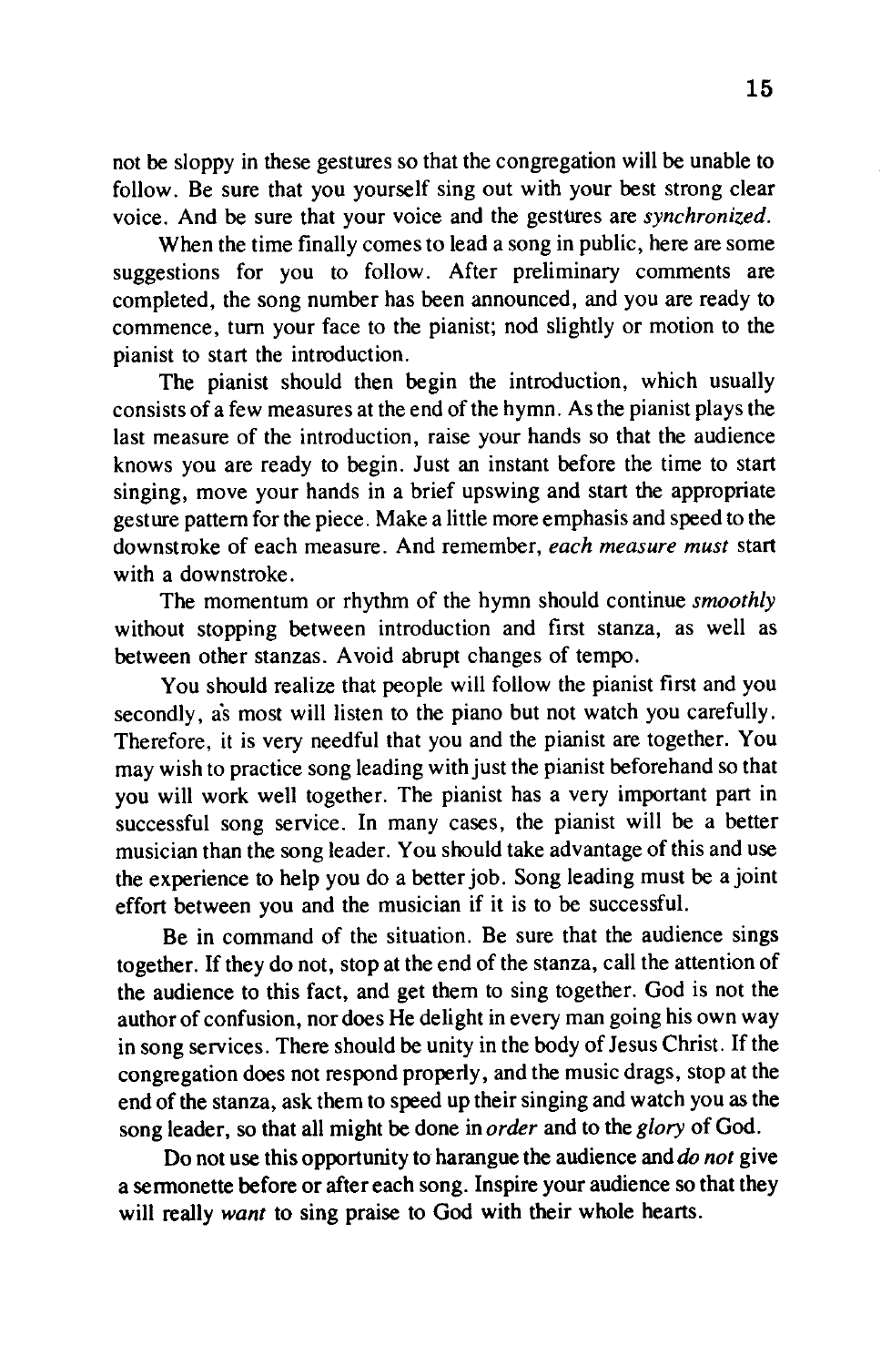not be sloppy in these gestures so that the congregation will be unable to follow. Be sure that you yourself sing out with your best strong clear voice. And be sure that your voice and the gestures are *synchronized*.

When the time finally comes to lead a song in public, here are some suggestions for you to follow. After preliminary comments are completed, the song number has been announced, and you are ready to commence, turn your face to the pianist; nod slightly or motion to the pianist to start the introduction.

The pianist should then begin the introduction, which usually consists of a few measures at the end of the hymn. As the pianist plays the last measure of the introduction, raise your hands so that the audience knows you are ready to begin. Just an instant before the time to start singing, move your hands in a brief upswing and start the appropriate gesture pattern for the piece. Make a little more emphasis and speed to the downstroke of each measure. And remember, *each measure must* start with a downstroke.

The momentum or rhythm of the hymn should continue *smoothly* without stopping between introduction and first stanza, as well as between other stanzas. Avoid abrupt changes of tempo.

You should realize that people will follow the pianist first and you secondly, as most will listen to the piano but not watch you carefully. Therefore, it is very needful that you and the pianist are together. You may wish to practice song leading with just the pianist beforehand so that you will work well together. The pianist has a very important part in successful song service. In many cases, the pianist will be a better musician than the song leader. You should take advantage of this and use the experience to help you do a better job. Song leading must be a joint effort between you and the musician if it is to be successful.

Be in command of the situation. Be sure that the audience sings together. If they do not, stop at the end of the stanza, call the attention of the audience to this fact, and get them to sing together. God is not the author of confusion, nor does He delight in every man going his own way in song services. There should be unity in the body of Jesus Christ. If the congregation does not respond properly, and the music drags, stop at the end of the stanza, ask them to speed up their singing and watch you as the song leader, so that all might be done in *order* and to the *glory* of God.

Do not use this opportunity to harangue the audience and *do not* give a sermonette before or after each song. Inspire your audience so that they will really *want* to sing praise to God with their whole hearts.